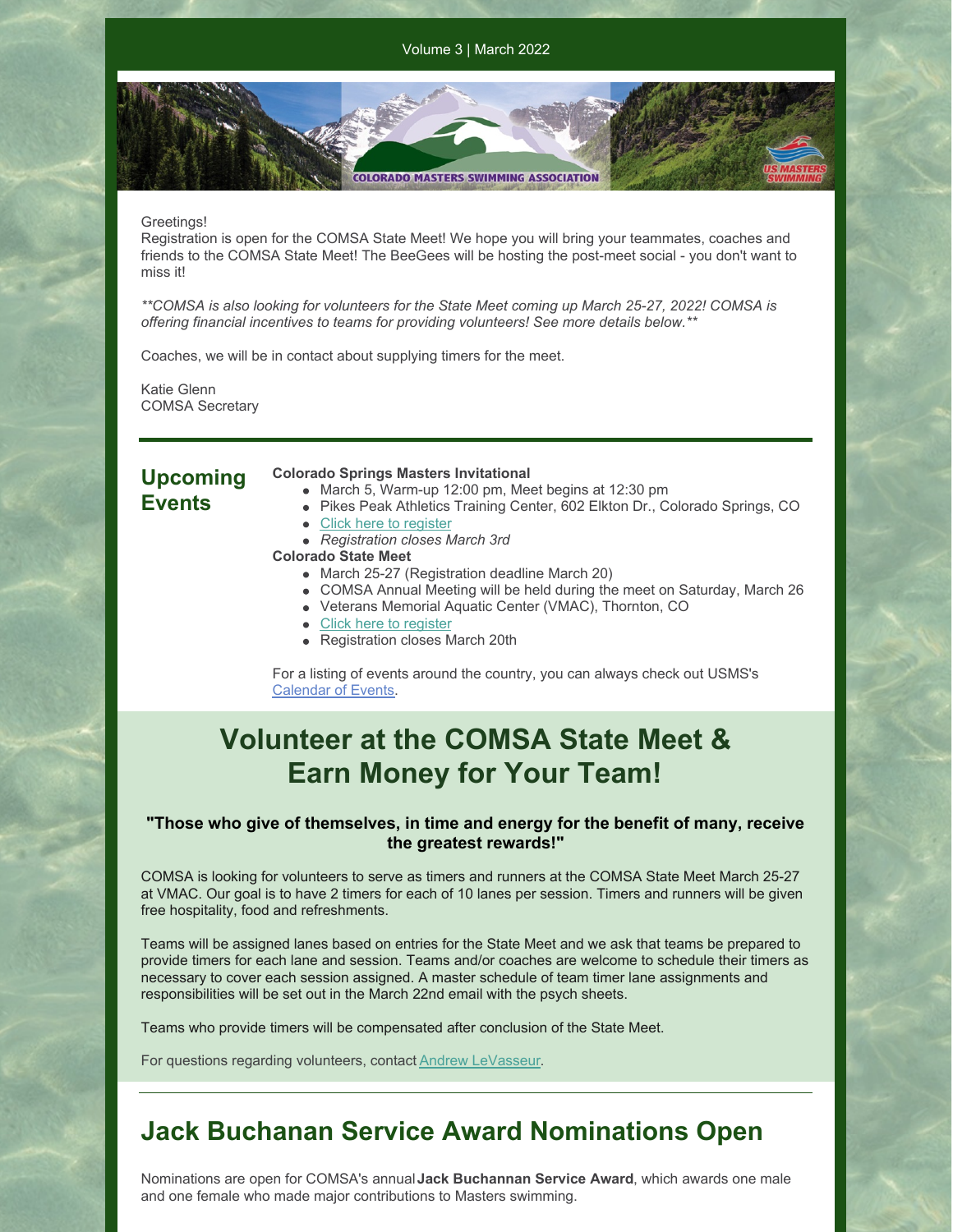Volume 3 | March 2022

Greetings!
Registration is open for the COMSA State Meet! We hope you will bring your teammates, coaches and friends to the COMSA State Meet! The BeeGees will be hosting the post-meet social - you don't want to miss it!

*\*\*COMSA is also looking for volunteers for the State Meet coming up March 25-27, 2022! COMSA is offering financial incentives to teams for providing volunteers! See more details below.\*\**

Coaches, we will be in contact about supplying timers for the meet.

Katie Glenn
COMSA Secretary

## Upcoming Events

**Colorado Springs Masters Invitational**

- March 5, Warm-up 12:00 pm, Meet begins at 12:30 pm
- Pikes Peak Athletics Training Center, 602 Elkton Dr., Colorado Springs, CO
- Click here to register
- *Registration closes March 3rd*

**Colorado State Meet**

- March 25-27 (Registration deadline March 20)
- COMSA Annual Meeting will be held during the meet on Saturday, March 26
- Veterans Memorial Aquatic Center (VMAC), Thornton, CO
- Click here to register
- Registration closes March 20th

For a listing of events around the country, you can always check out USMS's Calendar of Events.

# Volunteer at the COMSA State Meet & Earn Money for Your Team!

**"Those who give of themselves, in time and energy for the benefit of many, receive the greatest rewards!"**

COMSA is looking for volunteers to serve as timers and runners at the COMSA State Meet March 25-27 at VMAC. Our goal is to have 2 timers for each of 10 lanes per session. Timers and runners will be given free hospitality, food and refreshments.

Teams will be assigned lanes based on entries for the State Meet and we ask that teams be prepared to provide timers for each lane and session. Teams and/or coaches are welcome to schedule their timers as necessary to cover each session assigned. A master schedule of team timer lane assignments and responsibilities will be set out in the March 22nd email with the psych sheets.

Teams who provide timers will be compensated after conclusion of the State Meet.

For questions regarding volunteers, contact Andrew LeVasseur.

# Jack Buchanan Service Award Nominations Open

Nominations are open for COMSA's annual **Jack Buchannan Service Award**, which awards one male and one female who made major contributions to Masters swimming.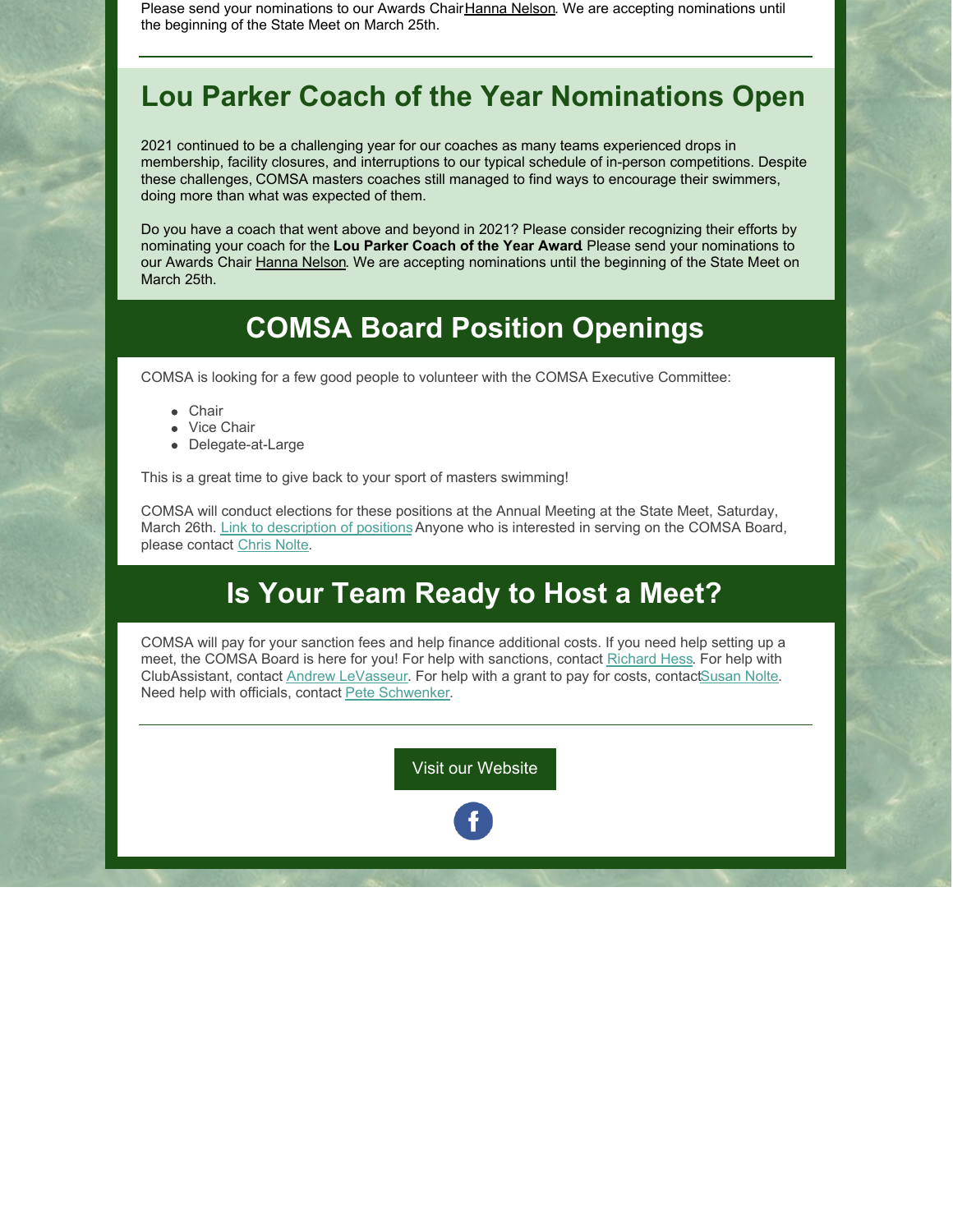Please send your nominations to our Awards Chair Hanna Nelson. We are accepting nominations until the beginning of the State Meet on March 25th.

---

## Lou Parker Coach of the Year Nominations Open

2021 continued to be a challenging year for our coaches as many teams experienced drops in membership, facility closures, and interruptions to our typical schedule of in-person competitions. Despite these challenges, COMSA masters coaches still managed to find ways to encourage their swimmers, doing more than what was expected of them.

Do you have a coach that went above and beyond in 2021? Please consider recognizing their efforts by nominating your coach for the **Lou Parker Coach of the Year Award**. Please send your nominations to our Awards Chair Hanna Nelson. We are accepting nominations until the beginning of the State Meet on March 25th.

## COMSA Board Position Openings

COMSA is looking for a few good people to volunteer with the COMSA Executive Committee:

- Chair
- Vice Chair
- Delegate-at-Large

This is a great time to give back to your sport of masters swimming!

COMSA will conduct elections for these positions at the Annual Meeting at the State Meet, Saturday, March 26th. Link to description of positions Anyone who is interested in serving on the COMSA Board, please contact Chris Nolte.

## Is Your Team Ready to Host a Meet?

COMSA will pay for your sanction fees and help finance additional costs. If you need help setting up a meet, the COMSA Board is here for you! For help with sanctions, contact Richard Hess. For help with ClubAssistant, contact Andrew LeVasseur. For help with a grant to pay for costs, contact Susan Nolte. Need help with officials, contact Pete Schwenker.

---

Visit our Website